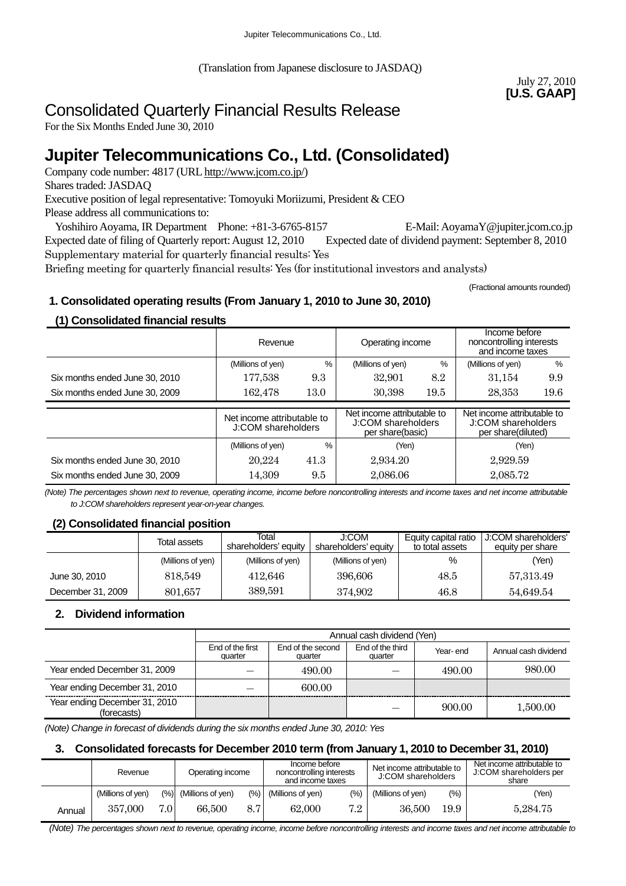Jupiter Telecommunications Co., Ltd.

(Translation from Japanese disclosure to JASDAQ)

July 27, 2010
**[U.S. GAAP]**

# Consolidated Quarterly Financial Results Release

For the Six Months Ended June 30, 2010

# Jupiter Telecommunications Co., Ltd. (Consolidated)

Company code number: 4817 (URL http://www.jcom.co.jp/)
Shares traded: JASDAQ
Executive position of legal representative: Tomoyuki Moriizumi, President & CEO
Please address all communications to:
Yoshihiro Aoyama, IR Department Phone: +81-3-6765-8157 E-Mail: AoyamaY@jupiter.jcom.co.jp
Expected date of filing of Quarterly report: August 12, 2010 Expected date of dividend payment: September 8, 2010
Supplementary material for quarterly financial results: Yes
Briefing meeting for quarterly financial results: Yes (for institutional investors and analysts)

(Fractional amounts rounded)

## 1. Consolidated operating results (From January 1, 2010 to June 30, 2010)

### (1) Consolidated financial results

| | Revenue | | Operating income | | Income before noncontrolling interests and income taxes | |
|---|---|---|---|---|---|---|
| | (Millions of yen) | % | (Millions of yen) | % | (Millions of yen) | % |
| Six months ended June 30, 2010 | 177,538 | 9.3 | 32,901 | 8.2 | 31,154 | 9.9 |
| Six months ended June 30, 2009 | 162,478 | 13.0 | 30,398 | 19.5 | 28,353 | 19.6 |

| | Net income attributable to J:COM shareholders | | Net income attributable to J:COM shareholders per share(basic) | Net income attributable to J:COM shareholders per share(diluted) |
|---|---|---|---|---|
| | (Millions of yen) | % | (Yen) | (Yen) |
| Six months ended June 30, 2010 | 20,224 | 41.3 | 2,934.20 | 2,929.59 |
| Six months ended June 30, 2009 | 14,309 | 9.5 | 2,086.06 | 2,085.72 |

*(Note) The percentages shown next to revenue, operating income, income before noncontrolling interests and income taxes and net income attributable to J:COM shareholders represent year-on-year changes.*

### (2) Consolidated financial position

| | Total assets | Total shareholders' equity | J:COM shareholders' equity | Equity capital ratio to total assets | J:COM shareholders' equity per share |
|---|---|---|---|---|---|
| | (Millions of yen) | (Millions of yen) | (Millions of yen) | % | (Yen) |
| June 30, 2010 | 818,549 | 412,646 | 396,606 | 48.5 | 57,313.49 |
| December 31, 2009 | 801,657 | 389,591 | 374,902 | 46.8 | 54,649.54 |

## 2. Dividend information

| | Annual cash dividend (Yen) | | | | |
|---|---|---|---|---|---|
| | End of the first quarter | End of the second quarter | End of the third quarter | Year- end | Annual cash dividend |
| Year ended December 31, 2009 | — | 490.00 | — | 490.00 | 980.00 |
| Year ending December 31, 2010 | — | 600.00 | | | |
| Year ending December 31, 2010 (forecasts) | | | — | 900.00 | 1,500.00 |

*(Note) Change in forecast of dividends during the six months ended June 30, 2010: Yes*

## 3. Consolidated forecasts for December 2010 term (from January 1, 2010 to December 31, 2010)

| | Revenue | | Operating income | | Income before noncontrolling interests and income taxes | | Net income attributable to J:COM shareholders | | Net income attributable to J:COM shareholders per share |
|---|---|---|---|---|---|---|---|---|---|
| | (Millions of yen) | (%) | (Millions of yen) | (%) | (Millions of yen) | (%) | (Millions of yen) | (%) | (Yen) |
| Annual | 357,000 | 7.0 | 66,500 | 8.7 | 62,000 | 7.2 | 36,500 | 19.9 | 5,284.75 |

*(Note) The percentages shown next to revenue, operating income, income before noncontrolling interests and income taxes and net income attributable to*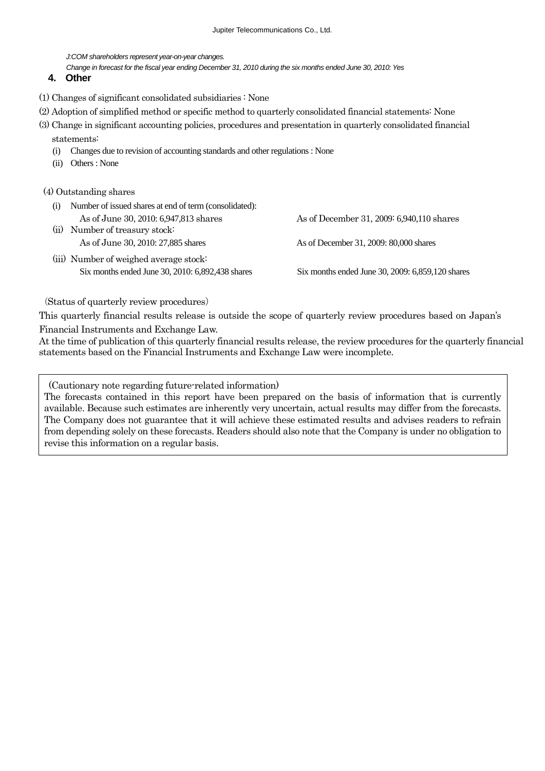*J:COM shareholders represent year-on-year changes.*

*Change in forecast for the fiscal year ending December 31, 2010 during the six months ended June 30, 2010: Yes*

## 4. Other

(1) Changes of significant consolidated subsidiaries : None

(2) Adoption of simplified method or specific method to quarterly consolidated financial statements: None

(3) Change in significant accounting policies, procedures and presentation in quarterly consolidated financial statements:

- (i) Changes due to revision of accounting standards and other regulations : None
- (ii) Others : None

(4) Outstanding shares

- (i) Number of issued shares at end of term (consolidated):
  - As of June 30, 2010: 6,947,813 shares — As of December 31, 2009: 6,940,110 shares
- (ii) Number of treasury stock:
  - As of June 30, 2010: 27,885 shares — As of December 31, 2009: 80,000 shares
- (iii) Number of weighed average stock:
  - Six months ended June 30, 2010: 6,892,438 shares — Six months ended June 30, 2009: 6,859,120 shares

(Status of quarterly review procedures)

This quarterly financial results release is outside the scope of quarterly review procedures based on Japan's Financial Instruments and Exchange Law.

At the time of publication of this quarterly financial results release, the review procedures for the quarterly financial statements based on the Financial Instruments and Exchange Law were incomplete.

(Cautionary note regarding future-related information)

The forecasts contained in this report have been prepared on the basis of information that is currently available. Because such estimates are inherently very uncertain, actual results may differ from the forecasts. The Company does not guarantee that it will achieve these estimated results and advises readers to refrain from depending solely on these forecasts. Readers should also note that the Company is under no obligation to revise this information on a regular basis.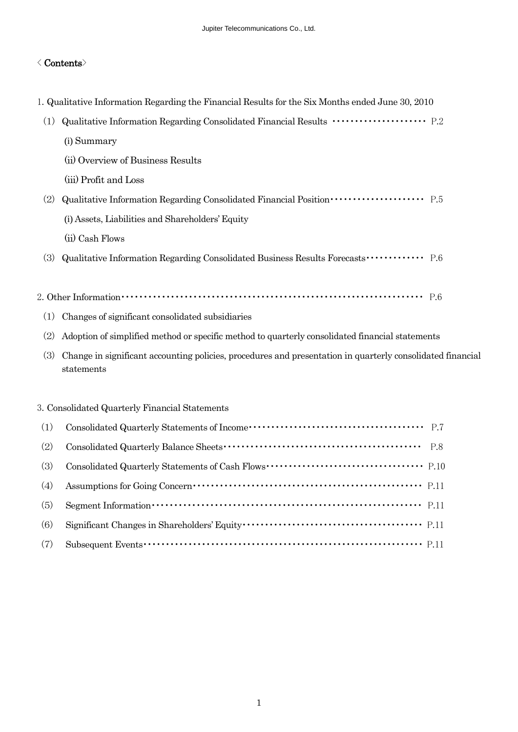## < Contents>

1. Qualitative Information Regarding the Financial Results for the Six Months ended June 30, 2010

(1) Qualitative Information Regarding Consolidated Financial Results ····················· P.2

(i) Summary

(ii) Overview of Business Results

(iii) Profit and Loss

(2) Qualitative Information Regarding Consolidated Financial Position····················· P.5

(i) Assets, Liabilities and Shareholders' Equity

(ii) Cash Flows

(3) Qualitative Information Regarding Consolidated Business Results Forecasts············· P.6

2. Other Information····························································· P.6

(1) Changes of significant consolidated subsidiaries

(2) Adoption of simplified method or specific method to quarterly consolidated financial statements

(3) Change in significant accounting policies, procedures and presentation in quarterly consolidated financial statements

3. Consolidated Quarterly Financial Statements

(1) Consolidated Quarterly Statements of Income······································· P.7

(2) Consolidated Quarterly Balance Sheets·············································· P.8

(3) Consolidated Quarterly Statements of Cash Flows··································· P.10

(4) Assumptions for Going Concern···················································· P.11

(5) Segment Information····························································· P.11

(6) Significant Changes in Shareholders' Equity········································ P.11

(7) Subsequent Events······························································· P.11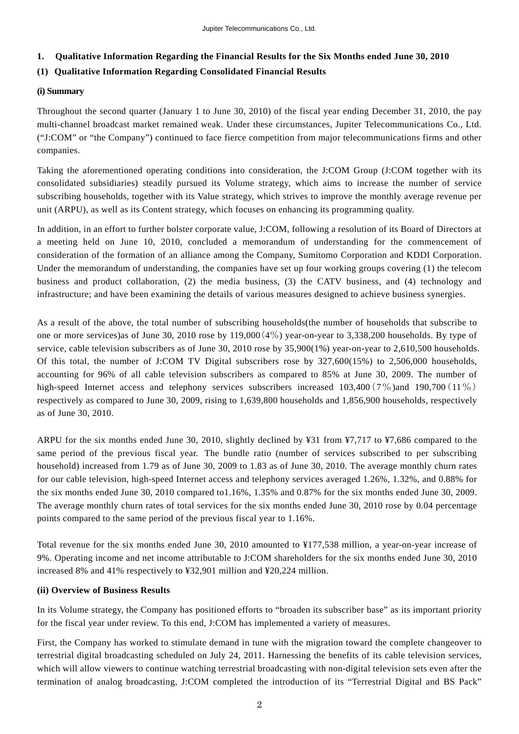## 1. Qualitative Information Regarding the Financial Results for the Six Months ended June 30, 2010

### (1) Qualitative Information Regarding Consolidated Financial Results

#### (i) Summary

Throughout the second quarter (January 1 to June 30, 2010) of the fiscal year ending December 31, 2010, the pay multi-channel broadcast market remained weak. Under these circumstances, Jupiter Telecommunications Co., Ltd. ("J:COM" or "the Company") continued to face fierce competition from major telecommunications firms and other companies.

Taking the aforementioned operating conditions into consideration, the J:COM Group (J:COM together with its consolidated subsidiaries) steadily pursued its Volume strategy, which aims to increase the number of service subscribing households, together with its Value strategy, which strives to improve the monthly average revenue per unit (ARPU), as well as its Content strategy, which focuses on enhancing its programming quality.

In addition, in an effort to further bolster corporate value, J:COM, following a resolution of its Board of Directors at a meeting held on June 10, 2010, concluded a memorandum of understanding for the commencement of consideration of the formation of an alliance among the Company, Sumitomo Corporation and KDDI Corporation. Under the memorandum of understanding, the companies have set up four working groups covering (1) the telecom business and product collaboration, (2) the media business, (3) the CATV business, and (4) technology and infrastructure; and have been examining the details of various measures designed to achieve business synergies.

As a result of the above, the total number of subscribing households(the number of households that subscribe to one or more services)as of June 30, 2010 rose by 119,000（4%）year-on-year to 3,338,200 households. By type of service, cable television subscribers as of June 30, 2010 rose by 35,900(1%) year-on-year to 2,610,500 households. Of this total, the number of J:COM TV Digital subscribers rose by 327,600(15%) to 2,506,000 households, accounting for 96% of all cable television subscribers as compared to 85% at June 30, 2009. The number of high-speed Internet access and telephony services subscribers increased 103,400（7%）and 190,700（11%）respectively as compared to June 30, 2009, rising to 1,639,800 households and 1,856,900 households, respectively as of June 30, 2010.

ARPU for the six months ended June 30, 2010, slightly declined by ¥31 from ¥7,717 to ¥7,686 compared to the same period of the previous fiscal year. The bundle ratio (number of services subscribed to per subscribing household) increased from 1.79 as of June 30, 2009 to 1.83 as of June 30, 2010. The average monthly churn rates for our cable television, high-speed Internet access and telephony services averaged 1.26%, 1.32%, and 0.88% for the six months ended June 30, 2010 compared to1.16%, 1.35% and 0.87% for the six months ended June 30, 2009. The average monthly churn rates of total services for the six months ended June 30, 2010 rose by 0.04 percentage points compared to the same period of the previous fiscal year to 1.16%.

Total revenue for the six months ended June 30, 2010 amounted to ¥177,538 million, a year-on-year increase of 9%. Operating income and net income attributable to J:COM shareholders for the six months ended June 30, 2010 increased 8% and 41% respectively to ¥32,901 million and ¥20,224 million.

#### (ii) Overview of Business Results

In its Volume strategy, the Company has positioned efforts to "broaden its subscriber base" as its important priority for the fiscal year under review. To this end, J:COM has implemented a variety of measures.

First, the Company has worked to stimulate demand in tune with the migration toward the complete changeover to terrestrial digital broadcasting scheduled on July 24, 2011. Harnessing the benefits of its cable television services, which will allow viewers to continue watching terrestrial broadcasting with non-digital television sets even after the termination of analog broadcasting, J:COM completed the introduction of its "Terrestrial Digital and BS Pack"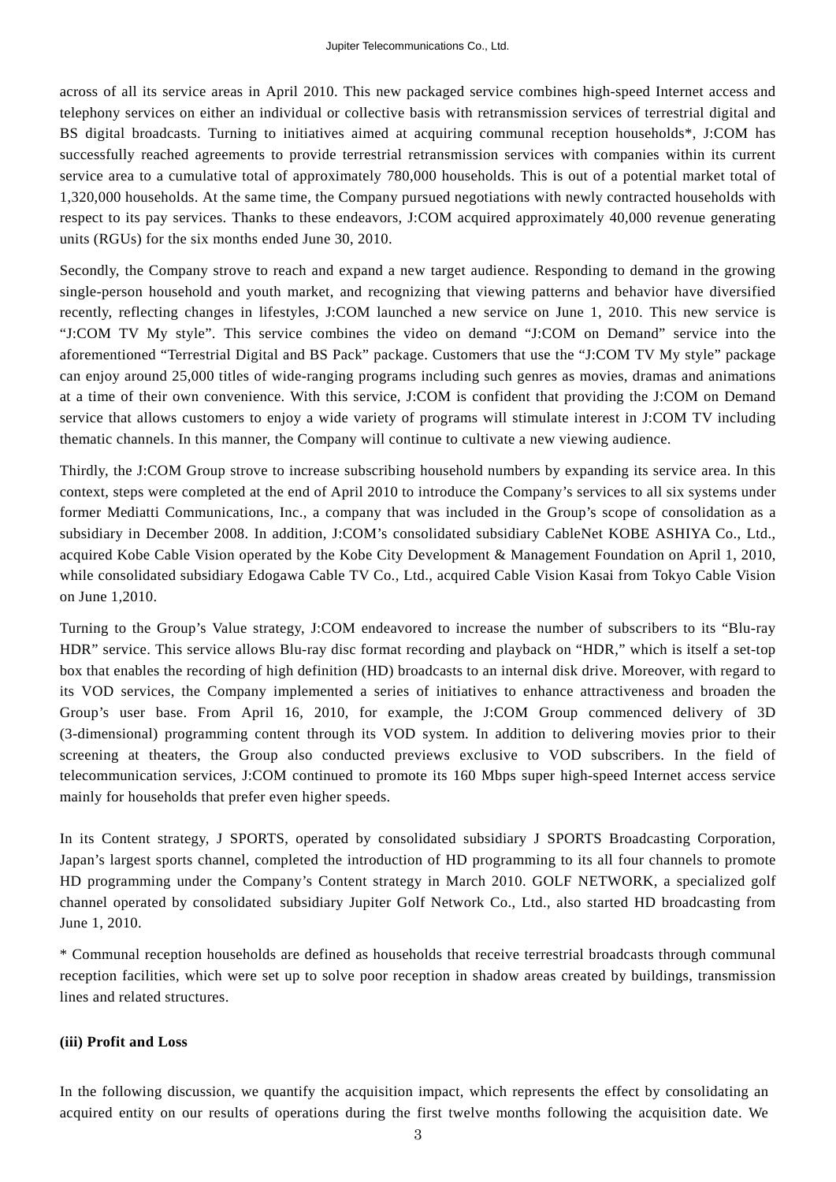across of all its service areas in April 2010. This new packaged service combines high-speed Internet access and telephony services on either an individual or collective basis with retransmission services of terrestrial digital and BS digital broadcasts. Turning to initiatives aimed at acquiring communal reception households*, J:COM has successfully reached agreements to provide terrestrial retransmission services with companies within its current service area to a cumulative total of approximately 780,000 households. This is out of a potential market total of 1,320,000 households. At the same time, the Company pursued negotiations with newly contracted households with respect to its pay services. Thanks to these endeavors, J:COM acquired approximately 40,000 revenue generating units (RGUs) for the six months ended June 30, 2010.

Secondly, the Company strove to reach and expand a new target audience. Responding to demand in the growing single-person household and youth market, and recognizing that viewing patterns and behavior have diversified recently, reflecting changes in lifestyles, J:COM launched a new service on June 1, 2010. This new service is "J:COM TV My style". This service combines the video on demand "J:COM on Demand" service into the aforementioned "Terrestrial Digital and BS Pack" package. Customers that use the "J:COM TV My style" package can enjoy around 25,000 titles of wide-ranging programs including such genres as movies, dramas and animations at a time of their own convenience. With this service, J:COM is confident that providing the J:COM on Demand service that allows customers to enjoy a wide variety of programs will stimulate interest in J:COM TV including thematic channels. In this manner, the Company will continue to cultivate a new viewing audience.

Thirdly, the J:COM Group strove to increase subscribing household numbers by expanding its service area. In this context, steps were completed at the end of April 2010 to introduce the Company's services to all six systems under former Mediatti Communications, Inc., a company that was included in the Group's scope of consolidation as a subsidiary in December 2008. In addition, J:COM's consolidated subsidiary CableNet KOBE ASHIYA Co., Ltd., acquired Kobe Cable Vision operated by the Kobe City Development & Management Foundation on April 1, 2010, while consolidated subsidiary Edogawa Cable TV Co., Ltd., acquired Cable Vision Kasai from Tokyo Cable Vision on June 1,2010.

Turning to the Group's Value strategy, J:COM endeavored to increase the number of subscribers to its "Blu-ray HDR" service. This service allows Blu-ray disc format recording and playback on "HDR," which is itself a set-top box that enables the recording of high definition (HD) broadcasts to an internal disk drive. Moreover, with regard to its VOD services, the Company implemented a series of initiatives to enhance attractiveness and broaden the Group's user base. From April 16, 2010, for example, the J:COM Group commenced delivery of 3D (3-dimensional) programming content through its VOD system. In addition to delivering movies prior to their screening at theaters, the Group also conducted previews exclusive to VOD subscribers. In the field of telecommunication services, J:COM continued to promote its 160 Mbps super high-speed Internet access service mainly for households that prefer even higher speeds.

In its Content strategy, J SPORTS, operated by consolidated subsidiary J SPORTS Broadcasting Corporation, Japan's largest sports channel, completed the introduction of HD programming to its all four channels to promote HD programming under the Company's Content strategy in March 2010. GOLF NETWORK, a specialized golf channel operated by consolidated subsidiary Jupiter Golf Network Co., Ltd., also started HD broadcasting from June 1, 2010.

* Communal reception households are defined as households that receive terrestrial broadcasts through communal reception facilities, which were set up to solve poor reception in shadow areas created by buildings, transmission lines and related structures.

**(iii) Profit and Loss**

In the following discussion, we quantify the acquisition impact, which represents the effect by consolidating an acquired entity on our results of operations during the first twelve months following the acquisition date. We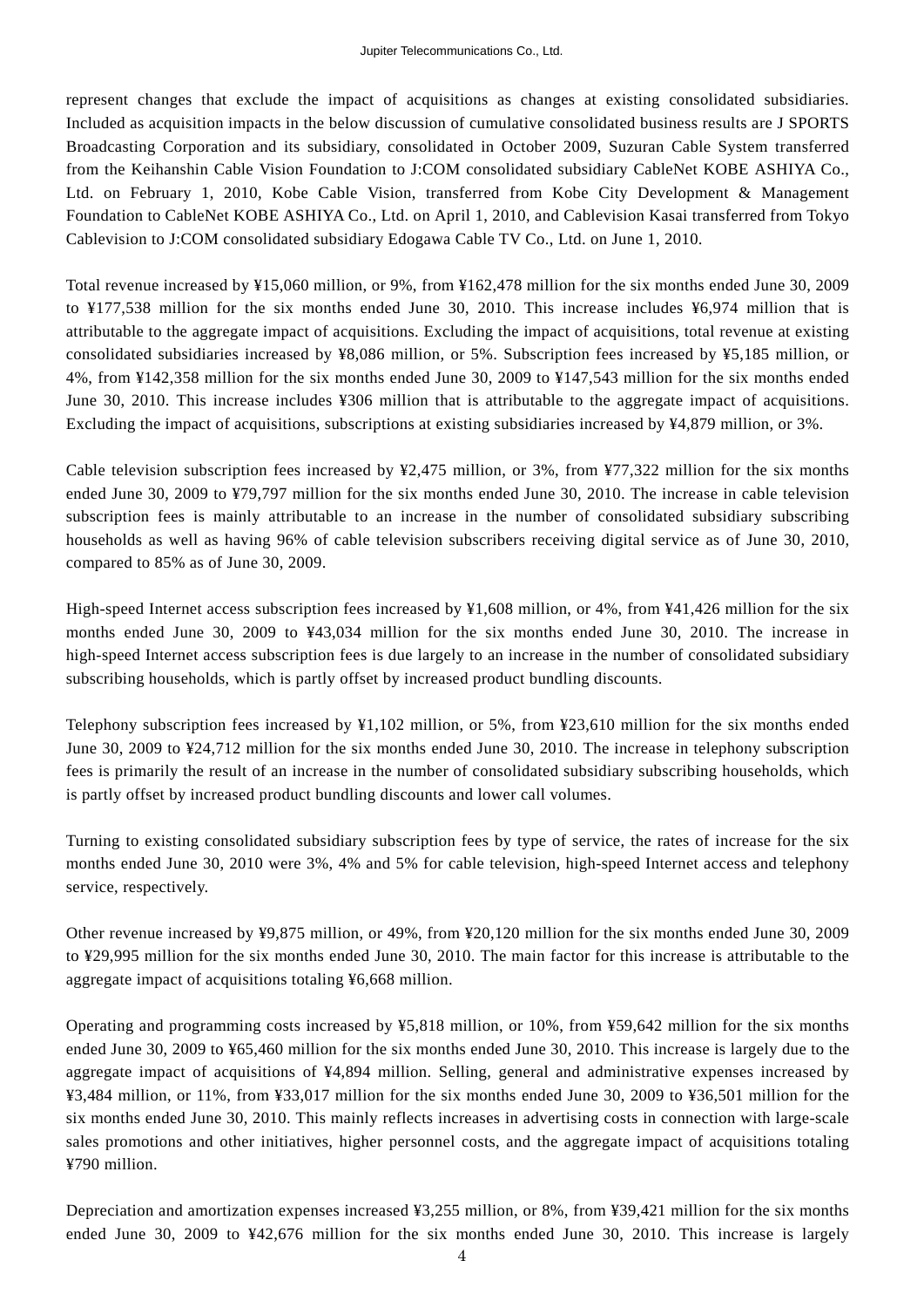represent changes that exclude the impact of acquisitions as changes at existing consolidated subsidiaries. Included as acquisition impacts in the below discussion of cumulative consolidated business results are J SPORTS Broadcasting Corporation and its subsidiary, consolidated in October 2009, Suzuran Cable System transferred from the Keihanshin Cable Vision Foundation to J:COM consolidated subsidiary CableNet KOBE ASHIYA Co., Ltd. on February 1, 2010, Kobe Cable Vision, transferred from Kobe City Development & Management Foundation to CableNet KOBE ASHIYA Co., Ltd. on April 1, 2010, and Cablevision Kasai transferred from Tokyo Cablevision to J:COM consolidated subsidiary Edogawa Cable TV Co., Ltd. on June 1, 2010.

Total revenue increased by ¥15,060 million, or 9%, from ¥162,478 million for the six months ended June 30, 2009 to ¥177,538 million for the six months ended June 30, 2010. This increase includes ¥6,974 million that is attributable to the aggregate impact of acquisitions. Excluding the impact of acquisitions, total revenue at existing consolidated subsidiaries increased by ¥8,086 million, or 5%. Subscription fees increased by ¥5,185 million, or 4%, from ¥142,358 million for the six months ended June 30, 2009 to ¥147,543 million for the six months ended June 30, 2010. This increase includes ¥306 million that is attributable to the aggregate impact of acquisitions. Excluding the impact of acquisitions, subscriptions at existing subsidiaries increased by ¥4,879 million, or 3%.

Cable television subscription fees increased by ¥2,475 million, or 3%, from ¥77,322 million for the six months ended June 30, 2009 to ¥79,797 million for the six months ended June 30, 2010. The increase in cable television subscription fees is mainly attributable to an increase in the number of consolidated subsidiary subscribing households as well as having 96% of cable television subscribers receiving digital service as of June 30, 2010, compared to 85% as of June 30, 2009.

High-speed Internet access subscription fees increased by ¥1,608 million, or 4%, from ¥41,426 million for the six months ended June 30, 2009 to ¥43,034 million for the six months ended June 30, 2010. The increase in high-speed Internet access subscription fees is due largely to an increase in the number of consolidated subsidiary subscribing households, which is partly offset by increased product bundling discounts.

Telephony subscription fees increased by ¥1,102 million, or 5%, from ¥23,610 million for the six months ended June 30, 2009 to ¥24,712 million for the six months ended June 30, 2010. The increase in telephony subscription fees is primarily the result of an increase in the number of consolidated subsidiary subscribing households, which is partly offset by increased product bundling discounts and lower call volumes.

Turning to existing consolidated subsidiary subscription fees by type of service, the rates of increase for the six months ended June 30, 2010 were 3%, 4% and 5% for cable television, high-speed Internet access and telephony service, respectively.

Other revenue increased by ¥9,875 million, or 49%, from ¥20,120 million for the six months ended June 30, 2009 to ¥29,995 million for the six months ended June 30, 2010. The main factor for this increase is attributable to the aggregate impact of acquisitions totaling ¥6,668 million.

Operating and programming costs increased by ¥5,818 million, or 10%, from ¥59,642 million for the six months ended June 30, 2009 to ¥65,460 million for the six months ended June 30, 2010. This increase is largely due to the aggregate impact of acquisitions of ¥4,894 million. Selling, general and administrative expenses increased by ¥3,484 million, or 11%, from ¥33,017 million for the six months ended June 30, 2009 to ¥36,501 million for the six months ended June 30, 2010. This mainly reflects increases in advertising costs in connection with large-scale sales promotions and other initiatives, higher personnel costs, and the aggregate impact of acquisitions totaling ¥790 million.

Depreciation and amortization expenses increased ¥3,255 million, or 8%, from ¥39,421 million for the six months ended June 30, 2009 to ¥42,676 million for the six months ended June 30, 2010. This increase is largely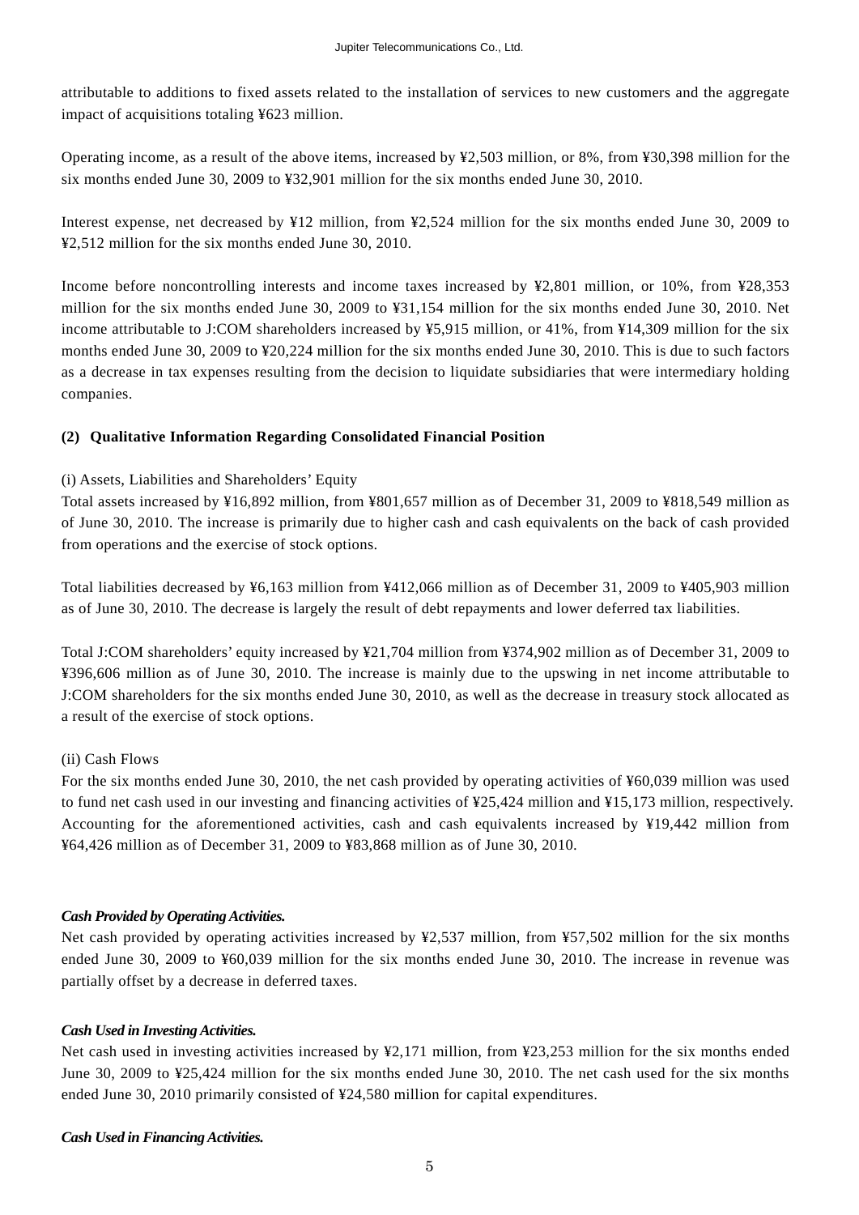attributable to additions to fixed assets related to the installation of services to new customers and the aggregate impact of acquisitions totaling ¥623 million.

Operating income, as a result of the above items, increased by ¥2,503 million, or 8%, from ¥30,398 million for the six months ended June 30, 2009 to ¥32,901 million for the six months ended June 30, 2010.

Interest expense, net decreased by ¥12 million, from ¥2,524 million for the six months ended June 30, 2009 to ¥2,512 million for the six months ended June 30, 2010.

Income before noncontrolling interests and income taxes increased by ¥2,801 million, or 10%, from ¥28,353 million for the six months ended June 30, 2009 to ¥31,154 million for the six months ended June 30, 2010. Net income attributable to J:COM shareholders increased by ¥5,915 million, or 41%, from ¥14,309 million for the six months ended June 30, 2009 to ¥20,224 million for the six months ended June 30, 2010. This is due to such factors as a decrease in tax expenses resulting from the decision to liquidate subsidiaries that were intermediary holding companies.

### (2) Qualitative Information Regarding Consolidated Financial Position

(i) Assets, Liabilities and Shareholders' Equity

Total assets increased by ¥16,892 million, from ¥801,657 million as of December 31, 2009 to ¥818,549 million as of June 30, 2010. The increase is primarily due to higher cash and cash equivalents on the back of cash provided from operations and the exercise of stock options.

Total liabilities decreased by ¥6,163 million from ¥412,066 million as of December 31, 2009 to ¥405,903 million as of June 30, 2010. The decrease is largely the result of debt repayments and lower deferred tax liabilities.

Total J:COM shareholders' equity increased by ¥21,704 million from ¥374,902 million as of December 31, 2009 to ¥396,606 million as of June 30, 2010. The increase is mainly due to the upswing in net income attributable to J:COM shareholders for the six months ended June 30, 2010, as well as the decrease in treasury stock allocated as a result of the exercise of stock options.

(ii) Cash Flows

For the six months ended June 30, 2010, the net cash provided by operating activities of ¥60,039 million was used to fund net cash used in our investing and financing activities of ¥25,424 million and ¥15,173 million, respectively. Accounting for the aforementioned activities, cash and cash equivalents increased by ¥19,442 million from ¥64,426 million as of December 31, 2009 to ¥83,868 million as of June 30, 2010.

***Cash Provided by Operating Activities.***

Net cash provided by operating activities increased by ¥2,537 million, from ¥57,502 million for the six months ended June 30, 2009 to ¥60,039 million for the six months ended June 30, 2010. The increase in revenue was partially offset by a decrease in deferred taxes.

***Cash Used in Investing Activities.***

Net cash used in investing activities increased by ¥2,171 million, from ¥23,253 million for the six months ended June 30, 2009 to ¥25,424 million for the six months ended June 30, 2010. The net cash used for the six months ended June 30, 2010 primarily consisted of ¥24,580 million for capital expenditures.

***Cash Used in Financing Activities.***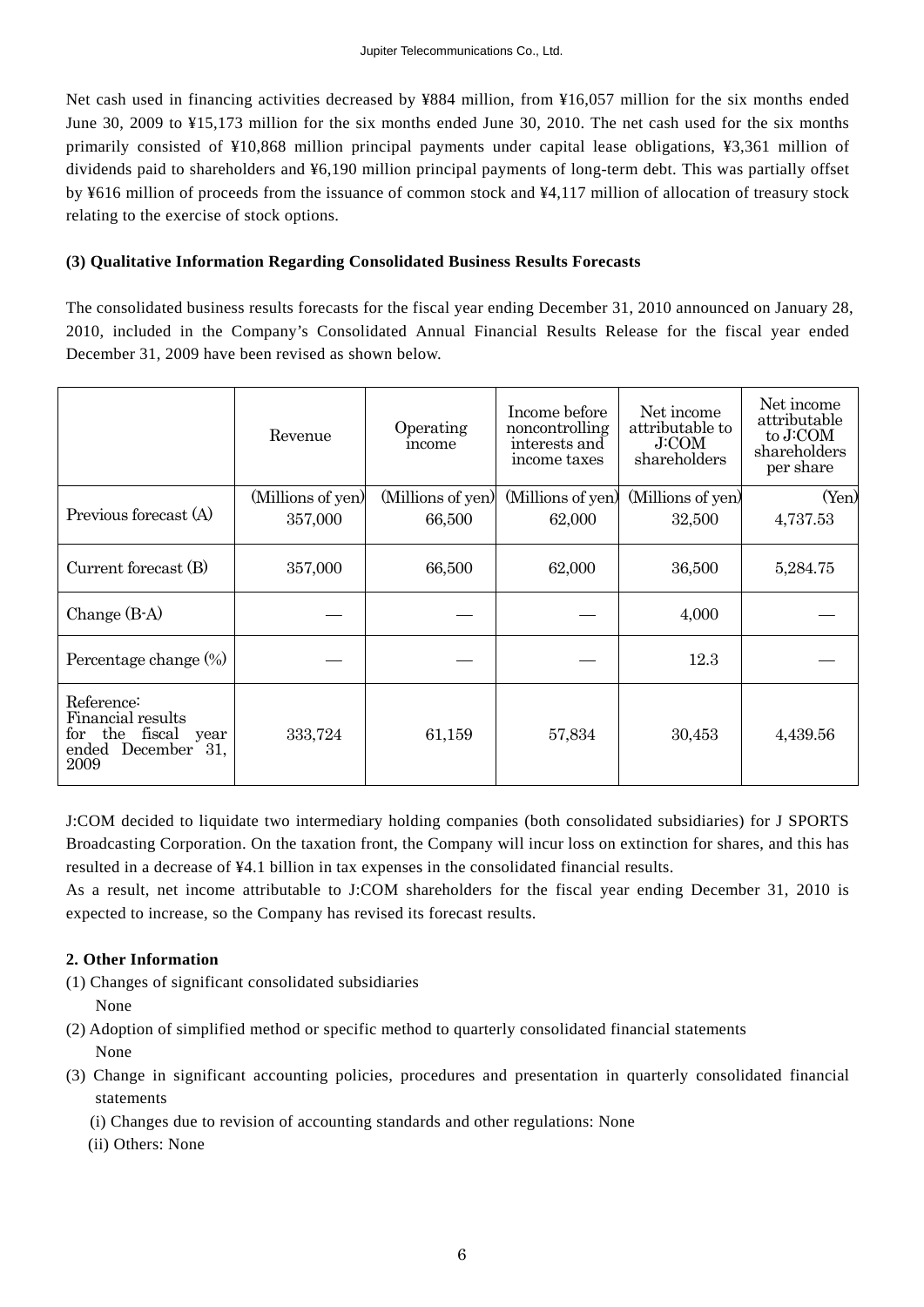Net cash used in financing activities decreased by ¥884 million, from ¥16,057 million for the six months ended June 30, 2009 to ¥15,173 million for the six months ended June 30, 2010. The net cash used for the six months primarily consisted of ¥10,868 million principal payments under capital lease obligations, ¥3,361 million of dividends paid to shareholders and ¥6,190 million principal payments of long-term debt. This was partially offset by ¥616 million of proceeds from the issuance of common stock and ¥4,117 million of allocation of treasury stock relating to the exercise of stock options.

**(3) Qualitative Information Regarding Consolidated Business Results Forecasts**

The consolidated business results forecasts for the fiscal year ending December 31, 2010 announced on January 28, 2010, included in the Company's Consolidated Annual Financial Results Release for the fiscal year ended December 31, 2009 have been revised as shown below.

| | Revenue | Operating income | Income before noncontrolling interests and income taxes | Net income attributable to J:COM shareholders | Net income attributable to J:COM shareholders per share |
|---|---|---|---|---|---|
| | (Millions of yen) | (Millions of yen) | (Millions of yen) | (Millions of yen) | (Yen) |
| Previous forecast (A) | 357,000 | 66,500 | 62,000 | 32,500 | 4,737.53 |
| Current forecast (B) | 357,000 | 66,500 | 62,000 | 36,500 | 5,284.75 |
| Change (B-A) | — | — | — | 4,000 | — |
| Percentage change (%) | — | — | — | 12.3 | — |
| Reference: Financial results for the fiscal year ended December 31, 2009 | 333,724 | 61,159 | 57,834 | 30,453 | 4,439.56 |

J:COM decided to liquidate two intermediary holding companies (both consolidated subsidiaries) for J SPORTS Broadcasting Corporation. On the taxation front, the Company will incur loss on extinction for shares, and this has resulted in a decrease of ¥4.1 billion in tax expenses in the consolidated financial results.
As a result, net income attributable to J:COM shareholders for the fiscal year ending December 31, 2010 is expected to increase, so the Company has revised its forecast results.

**2. Other Information**

(1) Changes of significant consolidated subsidiaries
None

(2) Adoption of simplified method or specific method to quarterly consolidated financial statements
None

(3) Change in significant accounting policies, procedures and presentation in quarterly consolidated financial statements
(i) Changes due to revision of accounting standards and other regulations: None
(ii) Others: None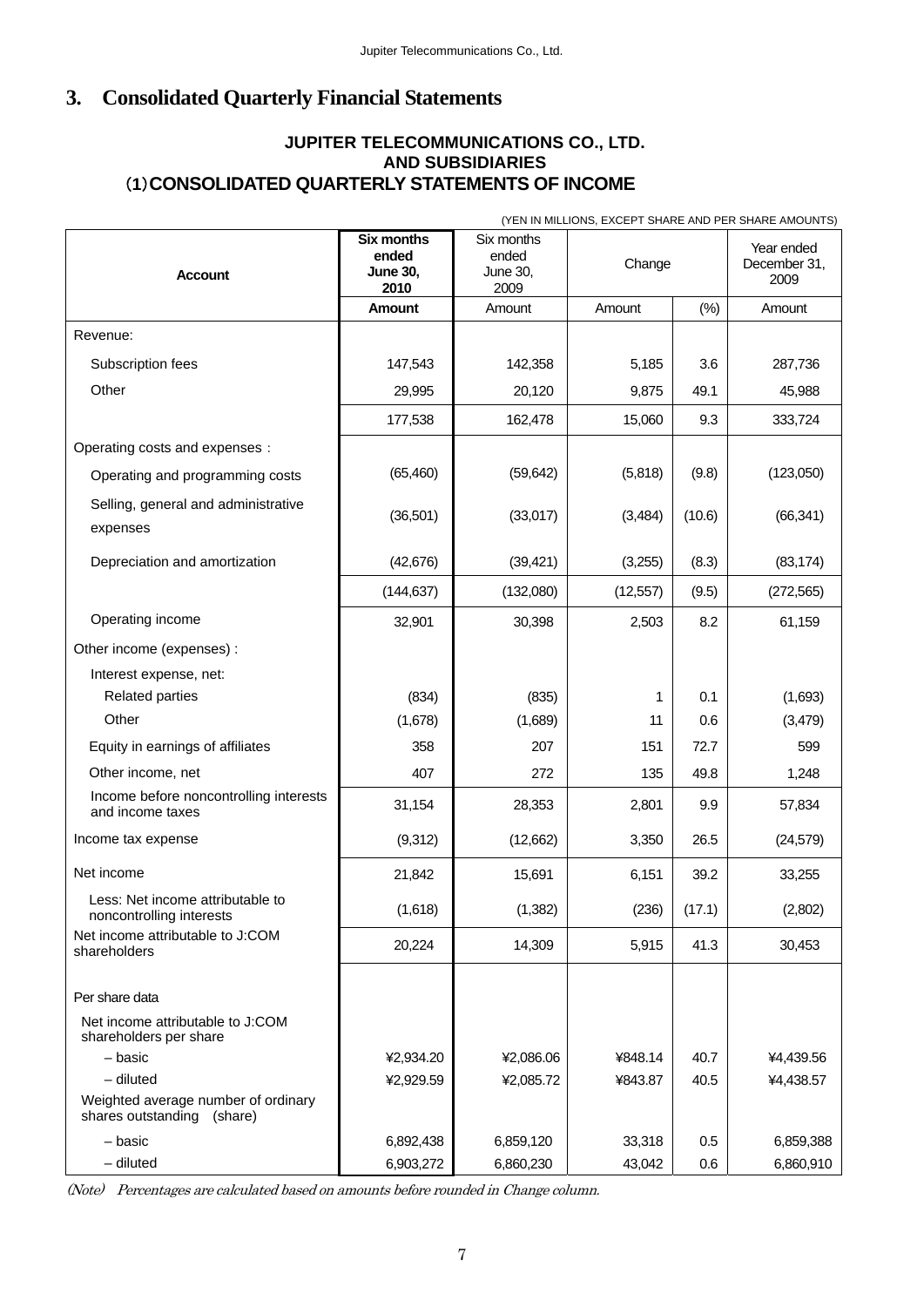# 3. Consolidated Quarterly Financial Statements

**JUPITER TELECOMMUNICATIONS CO., LTD.**
**AND SUBSIDIARIES**
**(1) CONSOLIDATED QUARTERLY STATEMENTS OF INCOME**

(YEN IN MILLIONS, EXCEPT SHARE AND PER SHARE AMOUNTS)

| Account | **Six months ended June 30, 2010** | Six months ended June 30, 2009 | Change | | Year ended December 31, 2009 |
|---|---|---|---|---|---|
| | **Amount** | Amount | Amount | (%) | Amount |
| Revenue: | | | | | |
| Subscription fees | 147,543 | 142,358 | 5,185 | 3.6 | 287,736 |
| Other | 29,995 | 20,120 | 9,875 | 49.1 | 45,988 |
| | 177,538 | 162,478 | 15,060 | 9.3 | 333,724 |
| Operating costs and expenses : | | | | | |
| Operating and programming costs | (65,460) | (59,642) | (5,818) | (9.8) | (123,050) |
| Selling, general and administrative expenses | (36,501) | (33,017) | (3,484) | (10.6) | (66,341) |
| Depreciation and amortization | (42,676) | (39,421) | (3,255) | (8.3) | (83,174) |
| | (144,637) | (132,080) | (12,557) | (9.5) | (272,565) |
| Operating income | 32,901 | 30,398 | 2,503 | 8.2 | 61,159 |
| Other income (expenses) : | | | | | |
| Interest expense, net: | | | | | |
| Related parties | (834) | (835) | 1 | 0.1 | (1,693) |
| Other | (1,678) | (1,689) | 11 | 0.6 | (3,479) |
| Equity in earnings of affiliates | 358 | 207 | 151 | 72.7 | 599 |
| Other income, net | 407 | 272 | 135 | 49.8 | 1,248 |
| Income before noncontrolling interests and income taxes | 31,154 | 28,353 | 2,801 | 9.9 | 57,834 |
| Income tax expense | (9,312) | (12,662) | 3,350 | 26.5 | (24,579) |
| Net income | 21,842 | 15,691 | 6,151 | 39.2 | 33,255 |
| Less: Net income attributable to noncontrolling interests | (1,618) | (1,382) | (236) | (17.1) | (2,802) |
| Net income attributable to J:COM shareholders | 20,224 | 14,309 | 5,915 | 41.3 | 30,453 |
| Per share data | | | | | |
| Net income attributable to J:COM shareholders per share | | | | | |
| – basic | ¥2,934.20 | ¥2,086.06 | ¥848.14 | 40.7 | ¥4,439.56 |
| – diluted | ¥2,929.59 | ¥2,085.72 | ¥843.87 | 40.5 | ¥4,438.57 |
| Weighted average number of ordinary shares outstanding (share) | | | | | |
| – basic | 6,892,438 | 6,859,120 | 33,318 | 0.5 | 6,859,388 |
| – diluted | 6,903,272 | 6,860,230 | 43,042 | 0.6 | 6,860,910 |

*(Note) Percentages are calculated based on amounts before rounded in Change column.*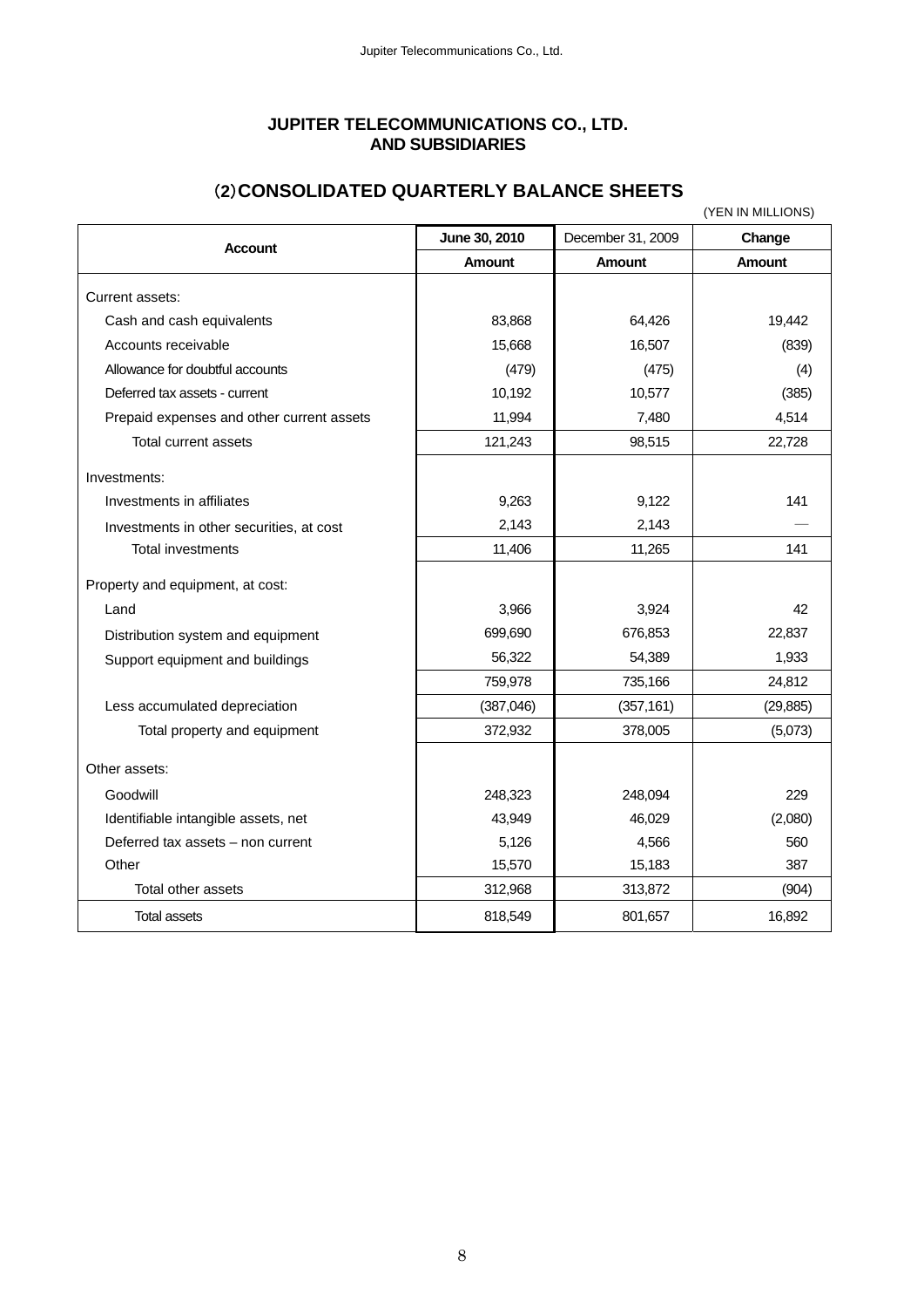# JUPITER TELECOMMUNICATIONS CO., LTD. AND SUBSIDIARIES

## (2) CONSOLIDATED QUARTERLY BALANCE SHEETS

(YEN IN MILLIONS)

| Account | June 30, 2010 | December 31, 2009 | Change |
|---|---|---|---|
| | Amount | Amount | Amount |
| Current assets: | | | |
| Cash and cash equivalents | 83,868 | 64,426 | 19,442 |
| Accounts receivable | 15,668 | 16,507 | (839) |
| Allowance for doubtful accounts | (479) | (475) | (4) |
| Deferred tax assets - current | 10,192 | 10,577 | (385) |
| Prepaid expenses and other current assets | 11,994 | 7,480 | 4,514 |
| Total current assets | 121,243 | 98,515 | 22,728 |
| Investments: | | | |
| Investments in affiliates | 9,263 | 9,122 | 141 |
| Investments in other securities, at cost | 2,143 | 2,143 | — |
| Total investments | 11,406 | 11,265 | 141 |
| Property and equipment, at cost: | | | |
| Land | 3,966 | 3,924 | 42 |
| Distribution system and equipment | 699,690 | 676,853 | 22,837 |
| Support equipment and buildings | 56,322 | 54,389 | 1,933 |
| | 759,978 | 735,166 | 24,812 |
| Less accumulated depreciation | (387,046) | (357,161) | (29,885) |
| Total property and equipment | 372,932 | 378,005 | (5,073) |
| Other assets: | | | |
| Goodwill | 248,323 | 248,094 | 229 |
| Identifiable intangible assets, net | 43,949 | 46,029 | (2,080) |
| Deferred tax assets – non current | 5,126 | 4,566 | 560 |
| Other | 15,570 | 15,183 | 387 |
| Total other assets | 312,968 | 313,872 | (904) |
| Total assets | 818,549 | 801,657 | 16,892 |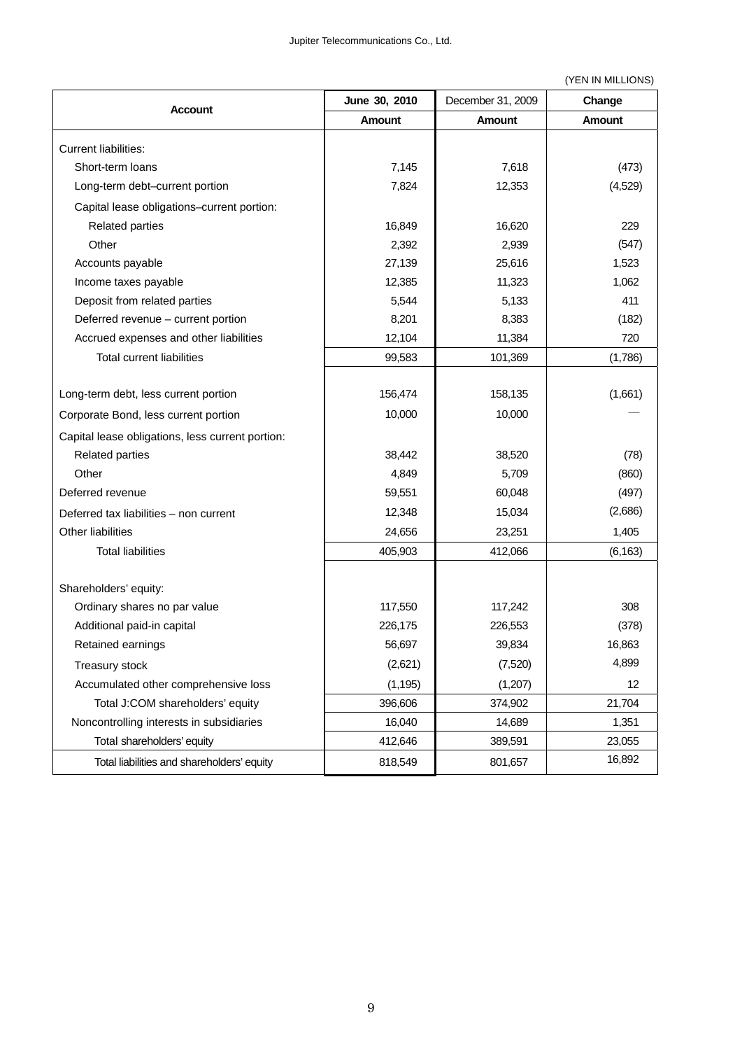(YEN IN MILLIONS)

| Account | June 30, 2010 | December 31, 2009 | Change |
|---|---|---|---|
| | Amount | Amount | Amount |
| Current liabilities: | | | |
| Short-term loans | 7,145 | 7,618 | (473) |
| Long-term debt–current portion | 7,824 | 12,353 | (4,529) |
| Capital lease obligations–current portion: | | | |
| Related parties | 16,849 | 16,620 | 229 |
| Other | 2,392 | 2,939 | (547) |
| Accounts payable | 27,139 | 25,616 | 1,523 |
| Income taxes payable | 12,385 | 11,323 | 1,062 |
| Deposit from related parties | 5,544 | 5,133 | 411 |
| Deferred revenue – current portion | 8,201 | 8,383 | (182) |
| Accrued expenses and other liabilities | 12,104 | 11,384 | 720 |
| Total current liabilities | 99,583 | 101,369 | (1,786) |
| Long-term debt, less current portion | 156,474 | 158,135 | (1,661) |
| Corporate Bond, less current portion | 10,000 | 10,000 | — |
| Capital lease obligations, less current portion: | | | |
| Related parties | 38,442 | 38,520 | (78) |
| Other | 4,849 | 5,709 | (860) |
| Deferred revenue | 59,551 | 60,048 | (497) |
| Deferred tax liabilities – non current | 12,348 | 15,034 | (2,686) |
| Other liabilities | 24,656 | 23,251 | 1,405 |
| Total liabilities | 405,903 | 412,066 | (6,163) |
| Shareholders' equity: | | | |
| Ordinary shares no par value | 117,550 | 117,242 | 308 |
| Additional paid-in capital | 226,175 | 226,553 | (378) |
| Retained earnings | 56,697 | 39,834 | 16,863 |
| Treasury stock | (2,621) | (7,520) | 4,899 |
| Accumulated other comprehensive loss | (1,195) | (1,207) | 12 |
| Total J:COM shareholders' equity | 396,606 | 374,902 | 21,704 |
| Noncontrolling interests in subsidiaries | 16,040 | 14,689 | 1,351 |
| Total shareholders' equity | 412,646 | 389,591 | 23,055 |
| Total liabilities and shareholders' equity | 818,549 | 801,657 | 16,892 |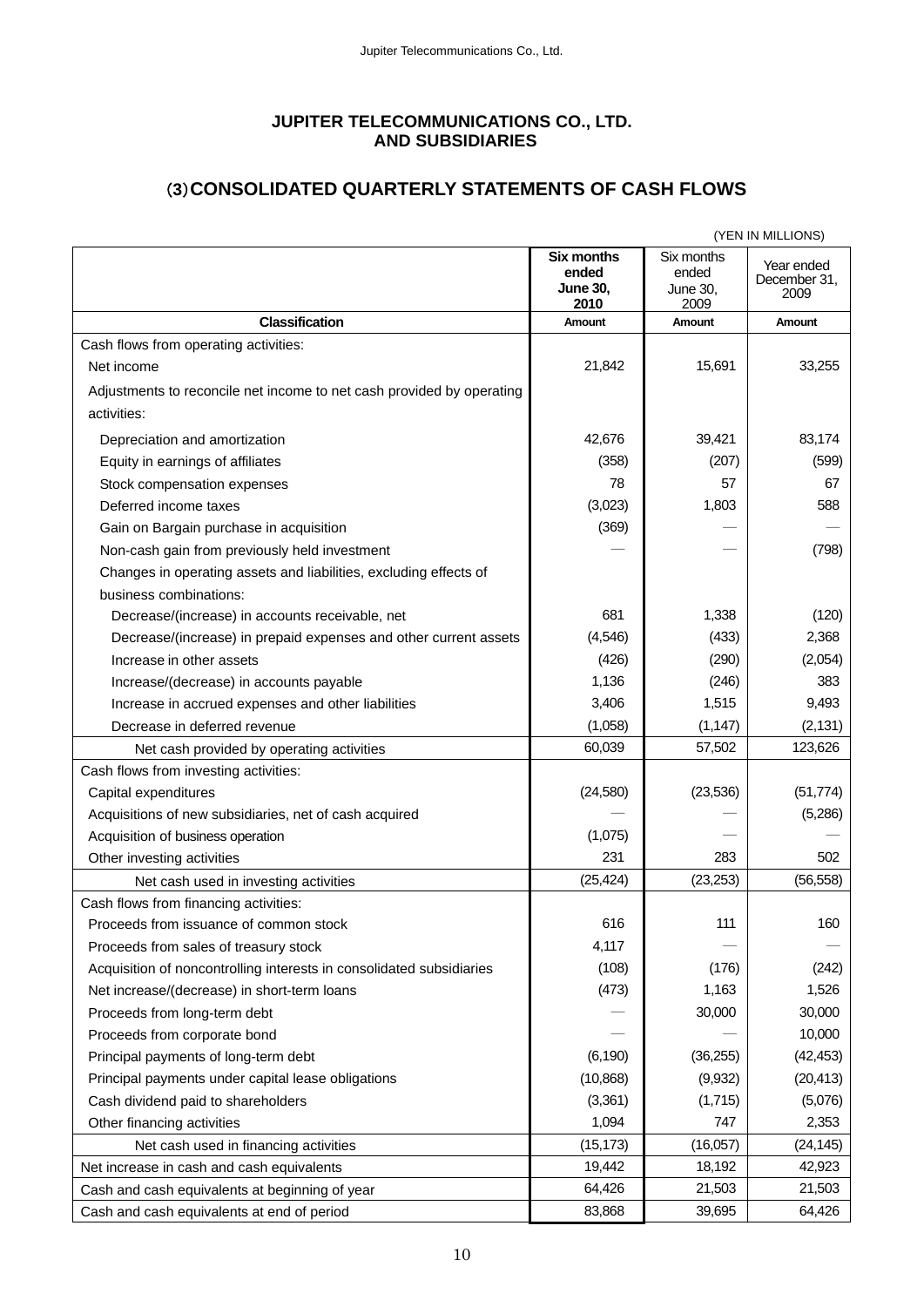# JUPITER TELECOMMUNICATIONS CO., LTD. AND SUBSIDIARIES

## (3) CONSOLIDATED QUARTERLY STATEMENTS OF CASH FLOWS

(YEN IN MILLIONS)

| | **Six months ended June 30, 2010** | Six months ended June 30, 2009 | Year ended December 31, 2009 |
|---|---|---|---|
| **Classification** | **Amount** | **Amount** | **Amount** |
| Cash flows from operating activities: | | | |
| Net income | 21,842 | 15,691 | 33,255 |
| Adjustments to reconcile net income to net cash provided by operating activities: | | | |
| Depreciation and amortization | 42,676 | 39,421 | 83,174 |
| Equity in earnings of affiliates | (358) | (207) | (599) |
| Stock compensation expenses | 78 | 57 | 67 |
| Deferred income taxes | (3,023) | 1,803 | 588 |
| Gain on Bargain purchase in acquisition | (369) | — | — |
| Non-cash gain from previously held investment | — | — | (798) |
| Changes in operating assets and liabilities, excluding effects of business combinations: | | | |
| Decrease/(increase) in accounts receivable, net | 681 | 1,338 | (120) |
| Decrease/(increase) in prepaid expenses and other current assets | (4,546) | (433) | 2,368 |
| Increase in other assets | (426) | (290) | (2,054) |
| Increase/(decrease) in accounts payable | 1,136 | (246) | 383 |
| Increase in accrued expenses and other liabilities | 3,406 | 1,515 | 9,493 |
| Decrease in deferred revenue | (1,058) | (1,147) | (2,131) |
| Net cash provided by operating activities | 60,039 | 57,502 | 123,626 |
| Cash flows from investing activities: | | | |
| Capital expenditures | (24,580) | (23,536) | (51,774) |
| Acquisitions of new subsidiaries, net of cash acquired | — | — | (5,286) |
| Acquisition of business operation | (1,075) | — | — |
| Other investing activities | 231 | 283 | 502 |
| Net cash used in investing activities | (25,424) | (23,253) | (56,558) |
| Cash flows from financing activities: | | | |
| Proceeds from issuance of common stock | 616 | 111 | 160 |
| Proceeds from sales of treasury stock | 4,117 | — | — |
| Acquisition of noncontrolling interests in consolidated subsidiaries | (108) | (176) | (242) |
| Net increase/(decrease) in short-term loans | (473) | 1,163 | 1,526 |
| Proceeds from long-term debt | — | 30,000 | 30,000 |
| Proceeds from corporate bond | — | — | 10,000 |
| Principal payments of long-term debt | (6,190) | (36,255) | (42,453) |
| Principal payments under capital lease obligations | (10,868) | (9,932) | (20,413) |
| Cash dividend paid to shareholders | (3,361) | (1,715) | (5,076) |
| Other financing activities | 1,094 | 747 | 2,353 |
| Net cash used in financing activities | (15,173) | (16,057) | (24,145) |
| Net increase in cash and cash equivalents | 19,442 | 18,192 | 42,923 |
| Cash and cash equivalents at beginning of year | 64,426 | 21,503 | 21,503 |
| Cash and cash equivalents at end of period | 83,868 | 39,695 | 64,426 |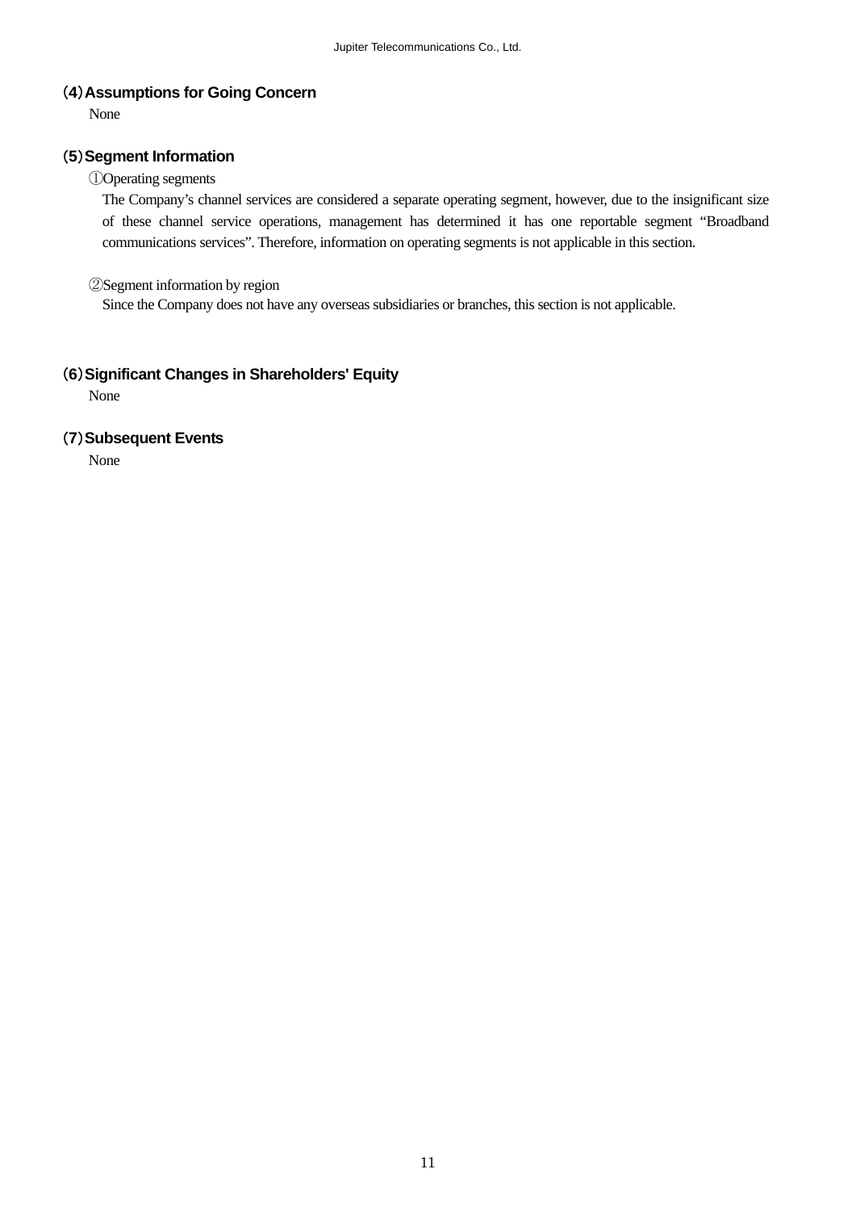### (4) Assumptions for Going Concern

None

### (5) Segment Information

①Operating segments

The Company's channel services are considered a separate operating segment, however, due to the insignificant size of these channel service operations, management has determined it has one reportable segment "Broadband communications services". Therefore, information on operating segments is not applicable in this section.

②Segment information by region

Since the Company does not have any overseas subsidiaries or branches, this section is not applicable.

### (6) Significant Changes in Shareholders' Equity

None

### (7) Subsequent Events

None